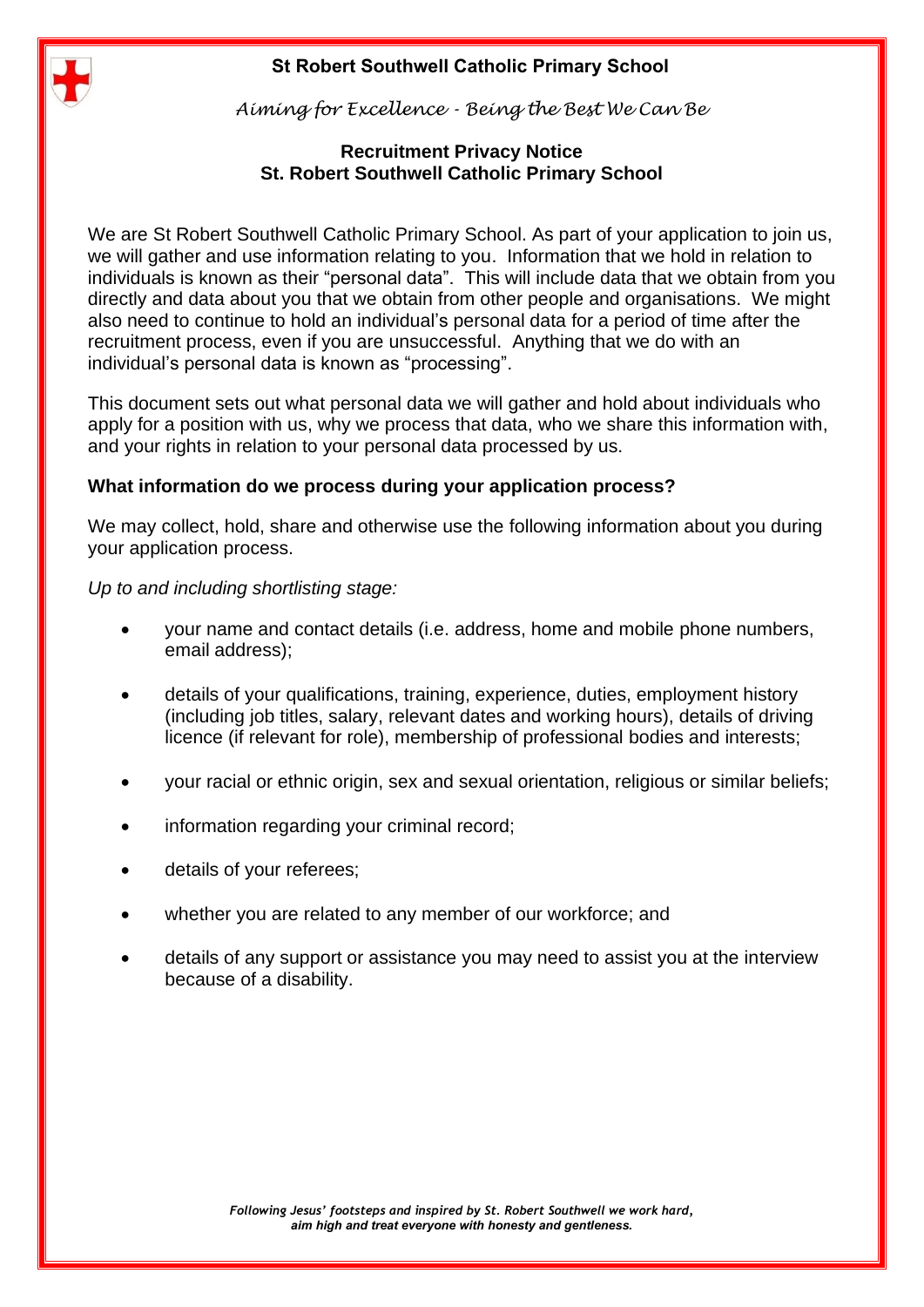**St Robert Southwell Catholic Primary School**

*Aiming for Excellence - Being the Best We Can Be*

# Recruitment Privacy Notice
## St. Robert Southwell Catholic Primary School

We are St Robert Southwell Catholic Primary School. As part of your application to join us, we will gather and use information relating to you. Information that we hold in relation to individuals is known as their "personal data". This will include data that we obtain from you directly and data about you that we obtain from other people and organisations. We might also need to continue to hold an individual's personal data for a period of time after the recruitment process, even if you are unsuccessful. Anything that we do with an individual's personal data is known as "processing".

This document sets out what personal data we will gather and hold about individuals who apply for a position with us, why we process that data, who we share this information with, and your rights in relation to your personal data processed by us.

### What information do we process during your application process?

We may collect, hold, share and otherwise use the following information about you during your application process.

*Up to and including shortlisting stage:*

- your name and contact details (i.e. address, home and mobile phone numbers, email address);
- details of your qualifications, training, experience, duties, employment history (including job titles, salary, relevant dates and working hours), details of driving licence (if relevant for role), membership of professional bodies and interests;
- your racial or ethnic origin, sex and sexual orientation, religious or similar beliefs;
- information regarding your criminal record;
- details of your referees;
- whether you are related to any member of our workforce; and
- details of any support or assistance you may need to assist you at the interview because of a disability.

*Following Jesus' footsteps and inspired by St. Robert Southwell we work hard, aim high and treat everyone with honesty and gentleness.*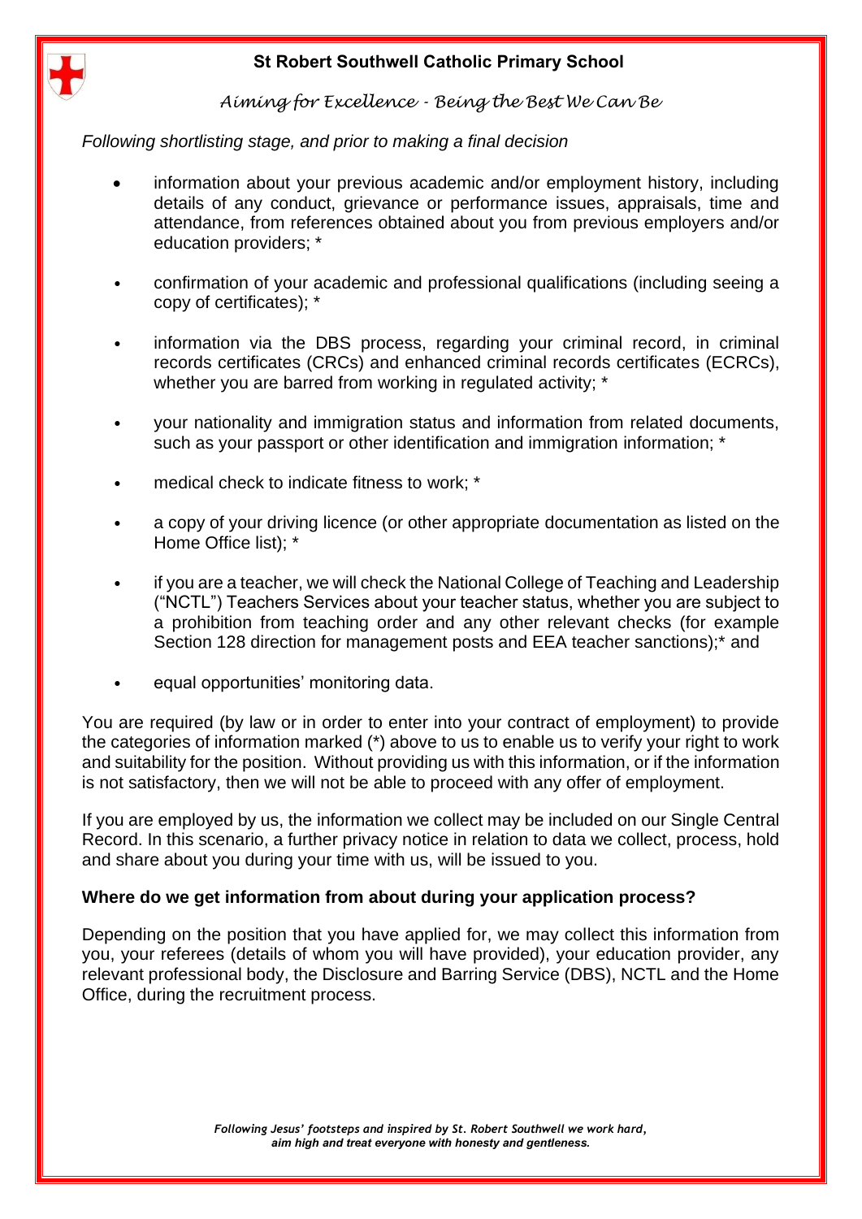*Following shortlisting stage, and prior to making a final decision*

- information about your previous academic and/or employment history, including details of any conduct, grievance or performance issues, appraisals, time and attendance, from references obtained about you from previous employers and/or education providers; *
- confirmation of your academic and professional qualifications (including seeing a copy of certificates); *
- information via the DBS process, regarding your criminal record, in criminal records certificates (CRCs) and enhanced criminal records certificates (ECRCs), whether you are barred from working in regulated activity; *
- your nationality and immigration status and information from related documents, such as your passport or other identification and immigration information; *
- medical check to indicate fitness to work; *
- a copy of your driving licence (or other appropriate documentation as listed on the Home Office list); *
- if you are a teacher, we will check the National College of Teaching and Leadership ("NCTL") Teachers Services about your teacher status, whether you are subject to a prohibition from teaching order and any other relevant checks (for example Section 128 direction for management posts and EEA teacher sanctions);* and
- equal opportunities' monitoring data.

You are required (by law or in order to enter into your contract of employment) to provide the categories of information marked (*) above to us to enable us to verify your right to work and suitability for the position. Without providing us with this information, or if the information is not satisfactory, then we will not be able to proceed with any offer of employment.

If you are employed by us, the information we collect may be included on our Single Central Record. In this scenario, a further privacy notice in relation to data we collect, process, hold and share about you during your time with us, will be issued to you.

**Where do we get information from about during your application process?**

Depending on the position that you have applied for, we may collect this information from you, your referees (details of whom you will have provided), your education provider, any relevant professional body, the Disclosure and Barring Service (DBS), NCTL and the Home Office, during the recruitment process.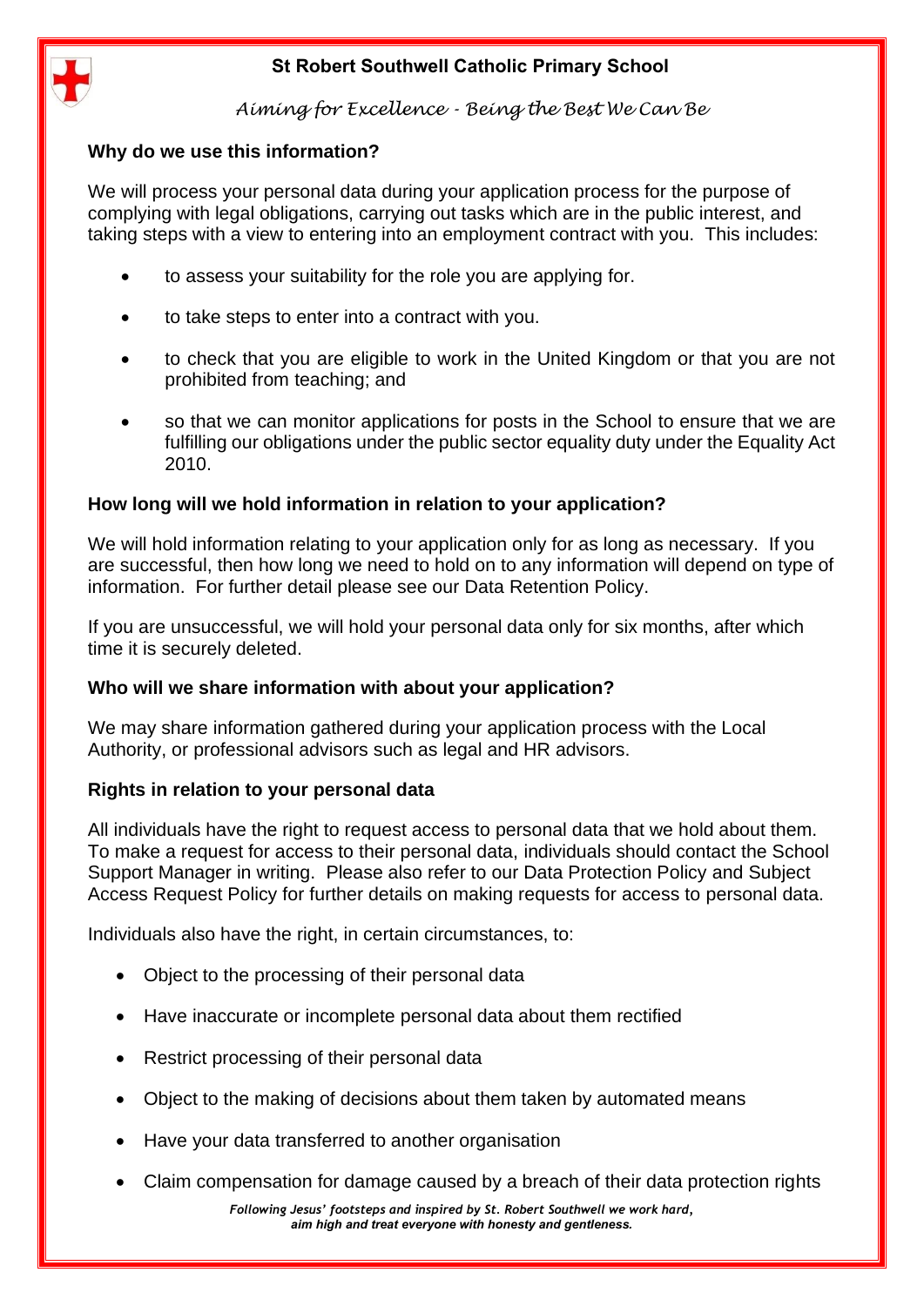## Why do we use this information?

We will process your personal data during your application process for the purpose of complying with legal obligations, carrying out tasks which are in the public interest, and taking steps with a view to entering into an employment contract with you. This includes:

- to assess your suitability for the role you are applying for.
- to take steps to enter into a contract with you.
- to check that you are eligible to work in the United Kingdom or that you are not prohibited from teaching; and
- so that we can monitor applications for posts in the School to ensure that we are fulfilling our obligations under the public sector equality duty under the Equality Act 2010.

## How long will we hold information in relation to your application?

We will hold information relating to your application only for as long as necessary. If you are successful, then how long we need to hold on to any information will depend on type of information. For further detail please see our Data Retention Policy.

If you are unsuccessful, we will hold your personal data only for six months, after which time it is securely deleted.

## Who will we share information with about your application?

We may share information gathered during your application process with the Local Authority, or professional advisors such as legal and HR advisors.

## Rights in relation to your personal data

All individuals have the right to request access to personal data that we hold about them. To make a request for access to their personal data, individuals should contact the School Support Manager in writing. Please also refer to our Data Protection Policy and Subject Access Request Policy for further details on making requests for access to personal data.

Individuals also have the right, in certain circumstances, to:

- Object to the processing of their personal data
- Have inaccurate or incomplete personal data about them rectified
- Restrict processing of their personal data
- Object to the making of decisions about them taken by automated means
- Have your data transferred to another organisation
- Claim compensation for damage caused by a breach of their data protection rights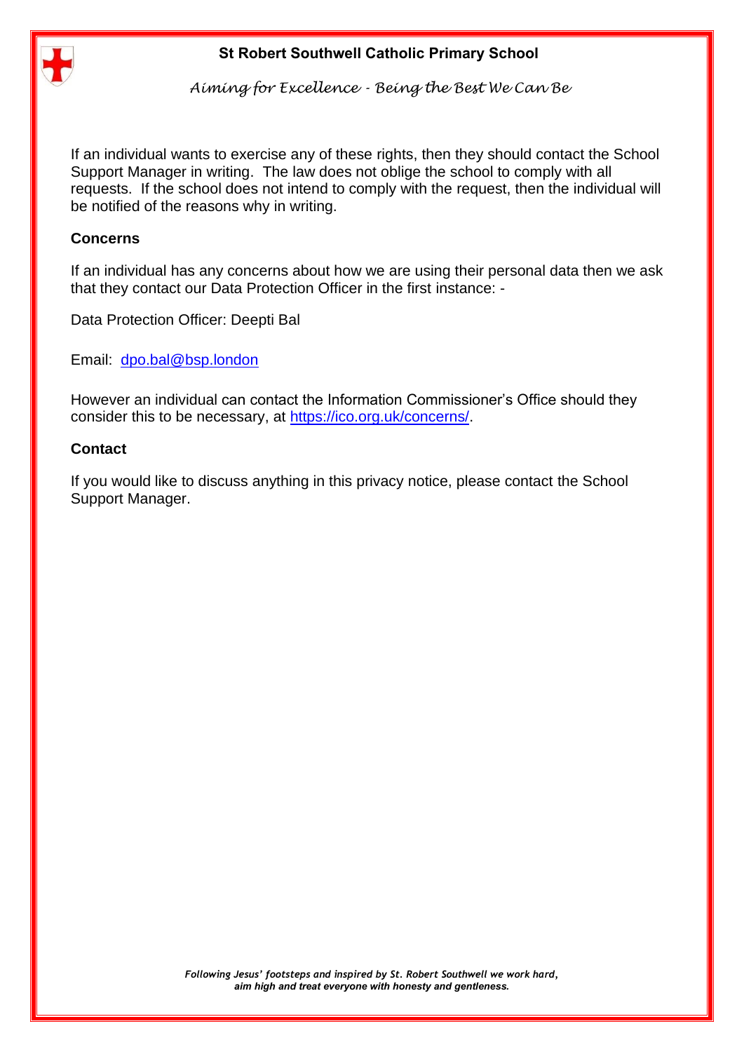If an individual wants to exercise any of these rights, then they should contact the School Support Manager in writing. The law does not oblige the school to comply with all requests. If the school does not intend to comply with the request, then the individual will be notified of the reasons why in writing.

**Concerns**

If an individual has any concerns about how we are using their personal data then we ask that they contact our Data Protection Officer in the first instance: -

Data Protection Officer: Deepti Bal

Email: dpo.bal@bsp.london

However an individual can contact the Information Commissioner's Office should they consider this to be necessary, at https://ico.org.uk/concerns/.

**Contact**

If you would like to discuss anything in this privacy notice, please contact the School Support Manager.